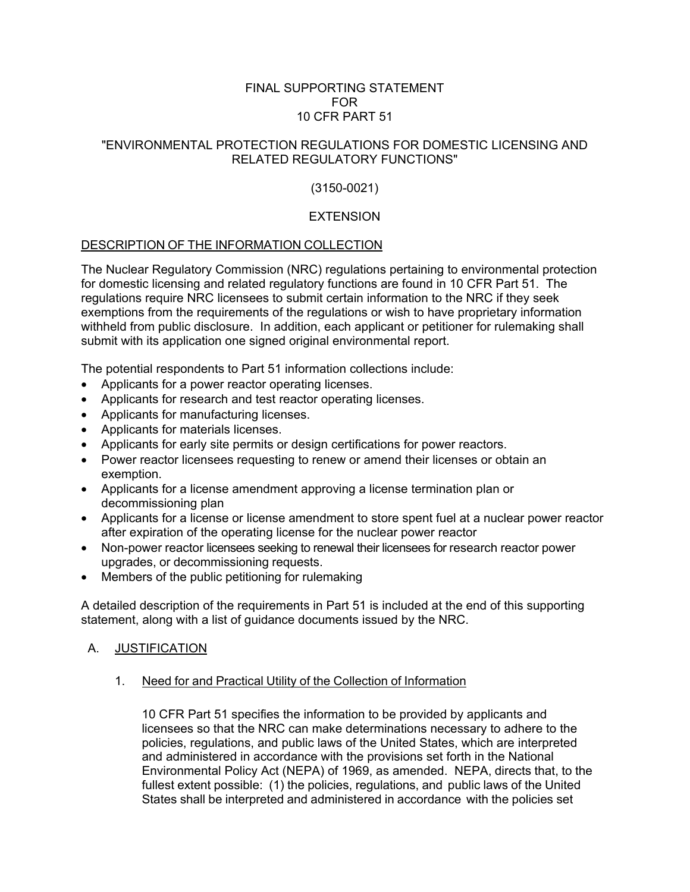# FINAL SUPPORTING STATEMENT FOR 10 CFR PART 51

## "ENVIRONMENTAL PROTECTION REGULATIONS FOR DOMESTIC LICENSING AND RELATED REGULATORY FUNCTIONS"

(3150-0021)

EXTENSION

## DESCRIPTION OF THE INFORMATION COLLECTION

The Nuclear Regulatory Commission (NRC) regulations pertaining to environmental protection for domestic licensing and related regulatory functions are found in 10 CFR Part 51. The regulations require NRC licensees to submit certain information to the NRC if they seek exemptions from the requirements of the regulations or wish to have proprietary information withheld from public disclosure. In addition, each applicant or petitioner for rulemaking shall submit with its application one signed original environmental report.

The potential respondents to Part 51 information collections include:

- Applicants for a power reactor operating licenses.
- Applicants for research and test reactor operating licenses.
- Applicants for manufacturing licenses.
- Applicants for materials licenses.
- Applicants for early site permits or design certifications for power reactors.
- Power reactor licensees requesting to renew or amend their licenses or obtain an exemption.
- Applicants for a license amendment approving a license termination plan or decommissioning plan
- Applicants for a license or license amendment to store spent fuel at a nuclear power reactor after expiration of the operating license for the nuclear power reactor
- Non-power reactor licensees seeking to renewal their licensees for research reactor power upgrades, or decommissioning requests.
- Members of the public petitioning for rulemaking

A detailed description of the requirements in Part 51 is included at the end of this supporting statement, along with a list of guidance documents issued by the NRC.

## A. JUSTIFICATION

### 1. Need for and Practical Utility of the Collection of Information

10 CFR Part 51 specifies the information to be provided by applicants and licensees so that the NRC can make determinations necessary to adhere to the policies, regulations, and public laws of the United States, which are interpreted and administered in accordance with the provisions set forth in the National Environmental Policy Act (NEPA) of 1969, as amended. NEPA, directs that, to the fullest extent possible: (1) the policies, regulations, and public laws of the United States shall be interpreted and administered in accordance with the policies set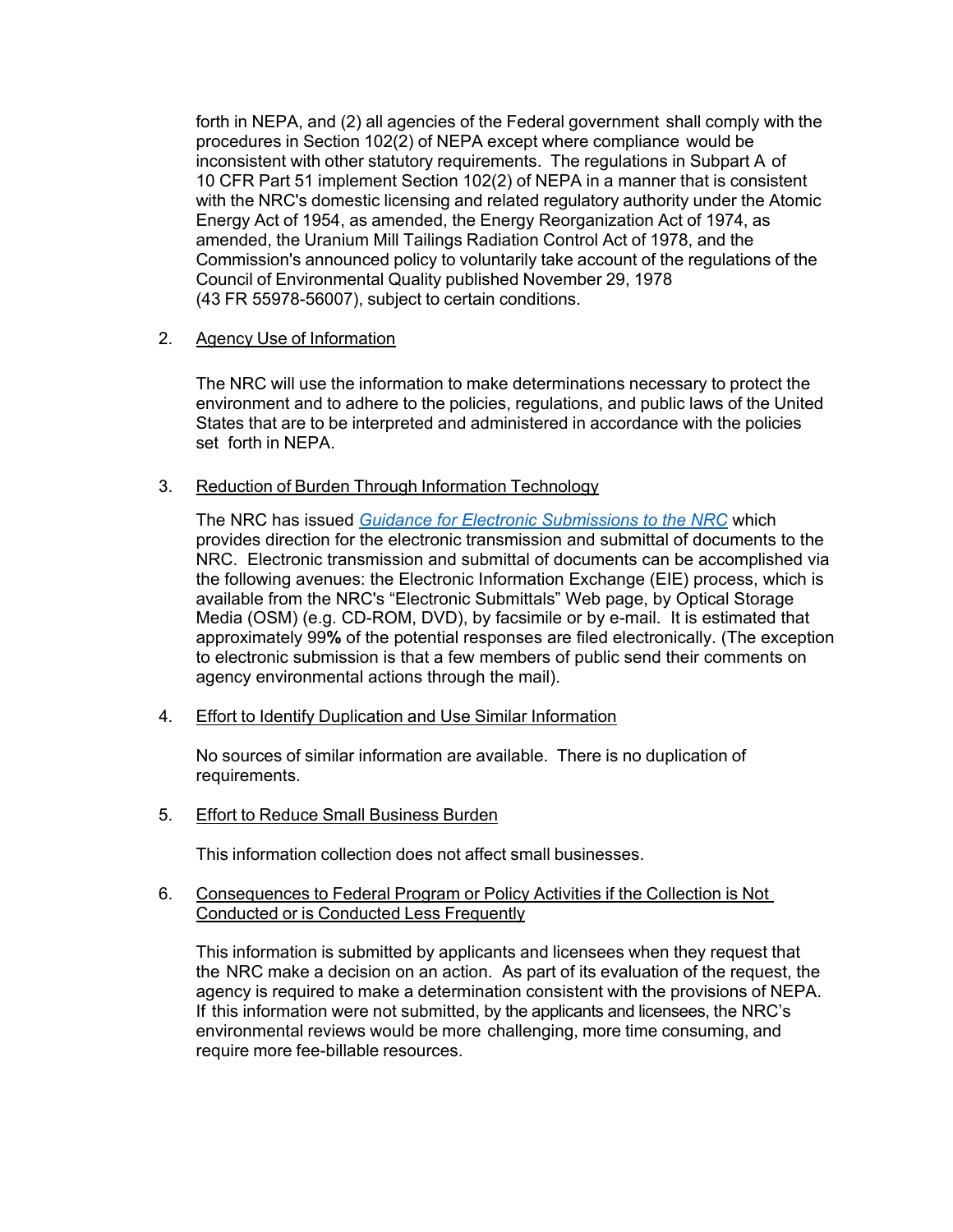forth in NEPA, and (2) all agencies of the Federal government shall comply with the procedures in Section 102(2) of NEPA except where compliance would be inconsistent with other statutory requirements. The regulations in Subpart A of 10 CFR Part 51 implement Section 102(2) of NEPA in a manner that is consistent with the NRC's domestic licensing and related regulatory authority under the Atomic Energy Act of 1954, as amended, the Energy Reorganization Act of 1974, as amended, the Uranium Mill Tailings Radiation Control Act of 1978, and the Commission's announced policy to voluntarily take account of the regulations of the Council of Environmental Quality published November 29, 1978 (43 FR 55978-56007), subject to certain conditions.

2. Agency Use of Information

   The NRC will use the information to make determinations necessary to protect the environment and to adhere to the policies, regulations, and public laws of the United States that are to be interpreted and administered in accordance with the policies set forth in NEPA.

3. Reduction of Burden Through Information Technology

   The NRC has issued *Guidance for Electronic Submissions to the NRC* which provides direction for the electronic transmission and submittal of documents to the NRC. Electronic transmission and submittal of documents can be accomplished via the following avenues: the Electronic Information Exchange (EIE) process, which is available from the NRC's "Electronic Submittals" Web page, by Optical Storage Media (OSM) (e.g. CD-ROM, DVD), by facsimile or by e-mail. It is estimated that approximately 99**%** of the potential responses are filed electronically. (The exception to electronic submission is that a few members of public send their comments on agency environmental actions through the mail).

4. Effort to Identify Duplication and Use Similar Information

   No sources of similar information are available. There is no duplication of requirements.

5. Effort to Reduce Small Business Burden

   This information collection does not affect small businesses.

6. Consequences to Federal Program or Policy Activities if the Collection is Not Conducted or is Conducted Less Frequently

   This information is submitted by applicants and licensees when they request that the NRC make a decision on an action. As part of its evaluation of the request, the agency is required to make a determination consistent with the provisions of NEPA. If this information were not submitted, by the applicants and licensees, the NRC's environmental reviews would be more challenging, more time consuming, and require more fee-billable resources.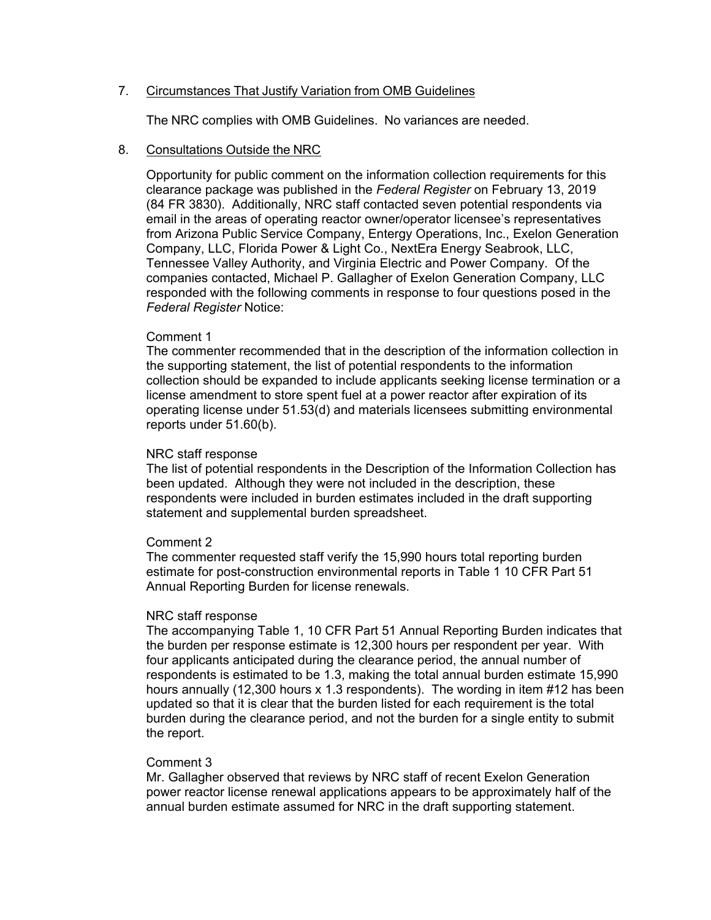7. Circumstances That Justify Variation from OMB Guidelines

   The NRC complies with OMB Guidelines. No variances are needed.

8. Consultations Outside the NRC

   Opportunity for public comment on the information collection requirements for this clearance package was published in the *Federal Register* on February 13, 2019 (84 FR 3830). Additionally, NRC staff contacted seven potential respondents via email in the areas of operating reactor owner/operator licensee's representatives from Arizona Public Service Company, Entergy Operations, Inc., Exelon Generation Company, LLC, Florida Power & Light Co., NextEra Energy Seabrook, LLC, Tennessee Valley Authority, and Virginia Electric and Power Company. Of the companies contacted, Michael P. Gallagher of Exelon Generation Company, LLC responded with the following comments in response to four questions posed in the *Federal Register* Notice:

   Comment 1
   The commenter recommended that in the description of the information collection in the supporting statement, the list of potential respondents to the information collection should be expanded to include applicants seeking license termination or a license amendment to store spent fuel at a power reactor after expiration of its operating license under 51.53(d) and materials licensees submitting environmental reports under 51.60(b).

   NRC staff response
   The list of potential respondents in the Description of the Information Collection has been updated. Although they were not included in the description, these respondents were included in burden estimates included in the draft supporting statement and supplemental burden spreadsheet.

   Comment 2
   The commenter requested staff verify the 15,990 hours total reporting burden estimate for post-construction environmental reports in Table 1 10 CFR Part 51 Annual Reporting Burden for license renewals.

   NRC staff response
   The accompanying Table 1, 10 CFR Part 51 Annual Reporting Burden indicates that the burden per response estimate is 12,300 hours per respondent per year. With four applicants anticipated during the clearance period, the annual number of respondents is estimated to be 1.3, making the total annual burden estimate 15,990 hours annually (12,300 hours x 1.3 respondents). The wording in item #12 has been updated so that it is clear that the burden listed for each requirement is the total burden during the clearance period, and not the burden for a single entity to submit the report.

   Comment 3
   Mr. Gallagher observed that reviews by NRC staff of recent Exelon Generation power reactor license renewal applications appears to be approximately half of the annual burden estimate assumed for NRC in the draft supporting statement.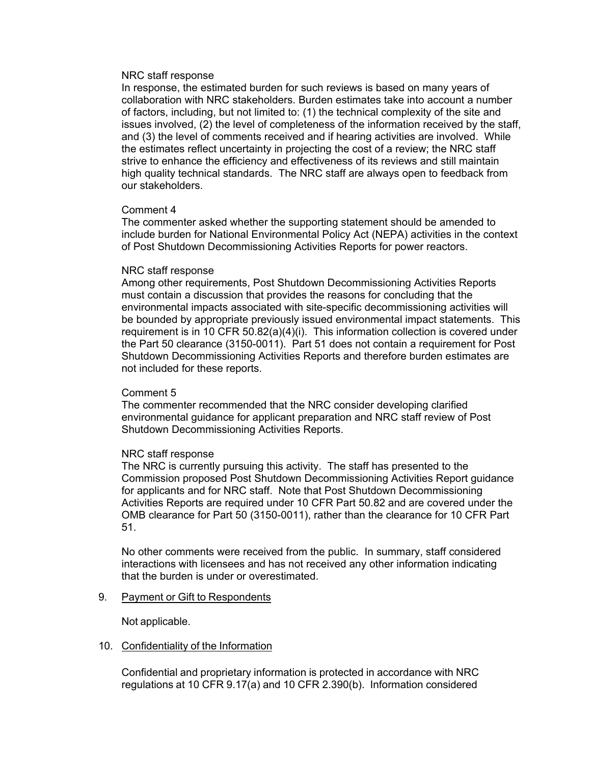NRC staff response

In response, the estimated burden for such reviews is based on many years of collaboration with NRC stakeholders. Burden estimates take into account a number of factors, including, but not limited to: (1) the technical complexity of the site and issues involved, (2) the level of completeness of the information received by the staff, and (3) the level of comments received and if hearing activities are involved. While the estimates reflect uncertainty in projecting the cost of a review; the NRC staff strive to enhance the efficiency and effectiveness of its reviews and still maintain high quality technical standards. The NRC staff are always open to feedback from our stakeholders.

Comment 4

The commenter asked whether the supporting statement should be amended to include burden for National Environmental Policy Act (NEPA) activities in the context of Post Shutdown Decommissioning Activities Reports for power reactors.

NRC staff response

Among other requirements, Post Shutdown Decommissioning Activities Reports must contain a discussion that provides the reasons for concluding that the environmental impacts associated with site-specific decommissioning activities will be bounded by appropriate previously issued environmental impact statements. This requirement is in 10 CFR 50.82(a)(4)(i). This information collection is covered under the Part 50 clearance (3150-0011). Part 51 does not contain a requirement for Post Shutdown Decommissioning Activities Reports and therefore burden estimates are not included for these reports.

Comment 5

The commenter recommended that the NRC consider developing clarified environmental guidance for applicant preparation and NRC staff review of Post Shutdown Decommissioning Activities Reports.

NRC staff response

The NRC is currently pursuing this activity. The staff has presented to the Commission proposed Post Shutdown Decommissioning Activities Report guidance for applicants and for NRC staff. Note that Post Shutdown Decommissioning Activities Reports are required under 10 CFR Part 50.82 and are covered under the OMB clearance for Part 50 (3150-0011), rather than the clearance for 10 CFR Part 51.

No other comments were received from the public. In summary, staff considered interactions with licensees and has not received any other information indicating that the burden is under or overestimated.

9. Payment or Gift to Respondents

Not applicable.

10. Confidentiality of the Information

Confidential and proprietary information is protected in accordance with NRC regulations at 10 CFR 9.17(a) and 10 CFR 2.390(b). Information considered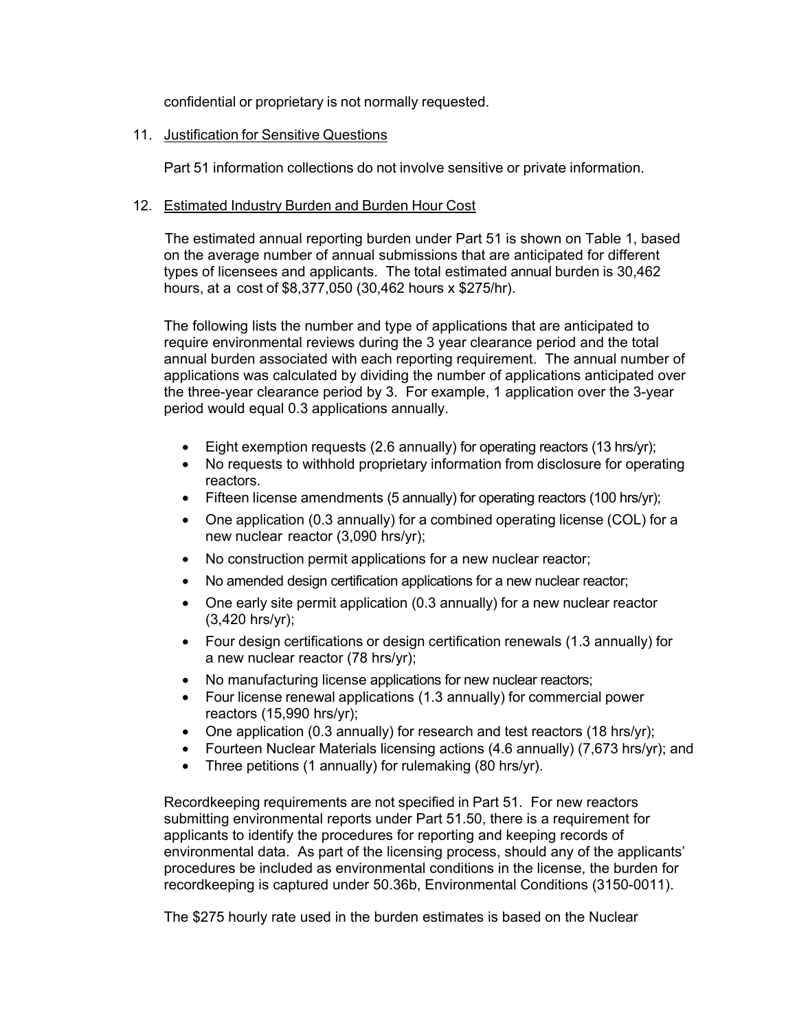confidential or proprietary is not normally requested.

11. Justification for Sensitive Questions

    Part 51 information collections do not involve sensitive or private information.

12. Estimated Industry Burden and Burden Hour Cost

    The estimated annual reporting burden under Part 51 is shown on Table 1, based on the average number of annual submissions that are anticipated for different types of licensees and applicants. The total estimated annual burden is 30,462 hours, at a cost of $8,377,050 (30,462 hours x $275/hr).

    The following lists the number and type of applications that are anticipated to require environmental reviews during the 3 year clearance period and the total annual burden associated with each reporting requirement. The annual number of applications was calculated by dividing the number of applications anticipated over the three-year clearance period by 3. For example, 1 application over the 3-year period would equal 0.3 applications annually.

    - Eight exemption requests (2.6 annually) for operating reactors (13 hrs/yr);
    - No requests to withhold proprietary information from disclosure for operating reactors.
    - Fifteen license amendments (5 annually) for operating reactors (100 hrs/yr);
    - One application (0.3 annually) for a combined operating license (COL) for a new nuclear reactor (3,090 hrs/yr);
    - No construction permit applications for a new nuclear reactor;
    - No amended design certification applications for a new nuclear reactor;
    - One early site permit application (0.3 annually) for a new nuclear reactor (3,420 hrs/yr);
    - Four design certifications or design certification renewals (1.3 annually) for a new nuclear reactor (78 hrs/yr);
    - No manufacturing license applications for new nuclear reactors;
    - Four license renewal applications (1.3 annually) for commercial power reactors (15,990 hrs/yr);
    - One application (0.3 annually) for research and test reactors (18 hrs/yr);
    - Fourteen Nuclear Materials licensing actions (4.6 annually) (7,673 hrs/yr); and
    - Three petitions (1 annually) for rulemaking (80 hrs/yr).

    Recordkeeping requirements are not specified in Part 51. For new reactors submitting environmental reports under Part 51.50, there is a requirement for applicants to identify the procedures for reporting and keeping records of environmental data. As part of the licensing process, should any of the applicants' procedures be included as environmental conditions in the license, the burden for recordkeeping is captured under 50.36b, Environmental Conditions (3150-0011).

    The $275 hourly rate used in the burden estimates is based on the Nuclear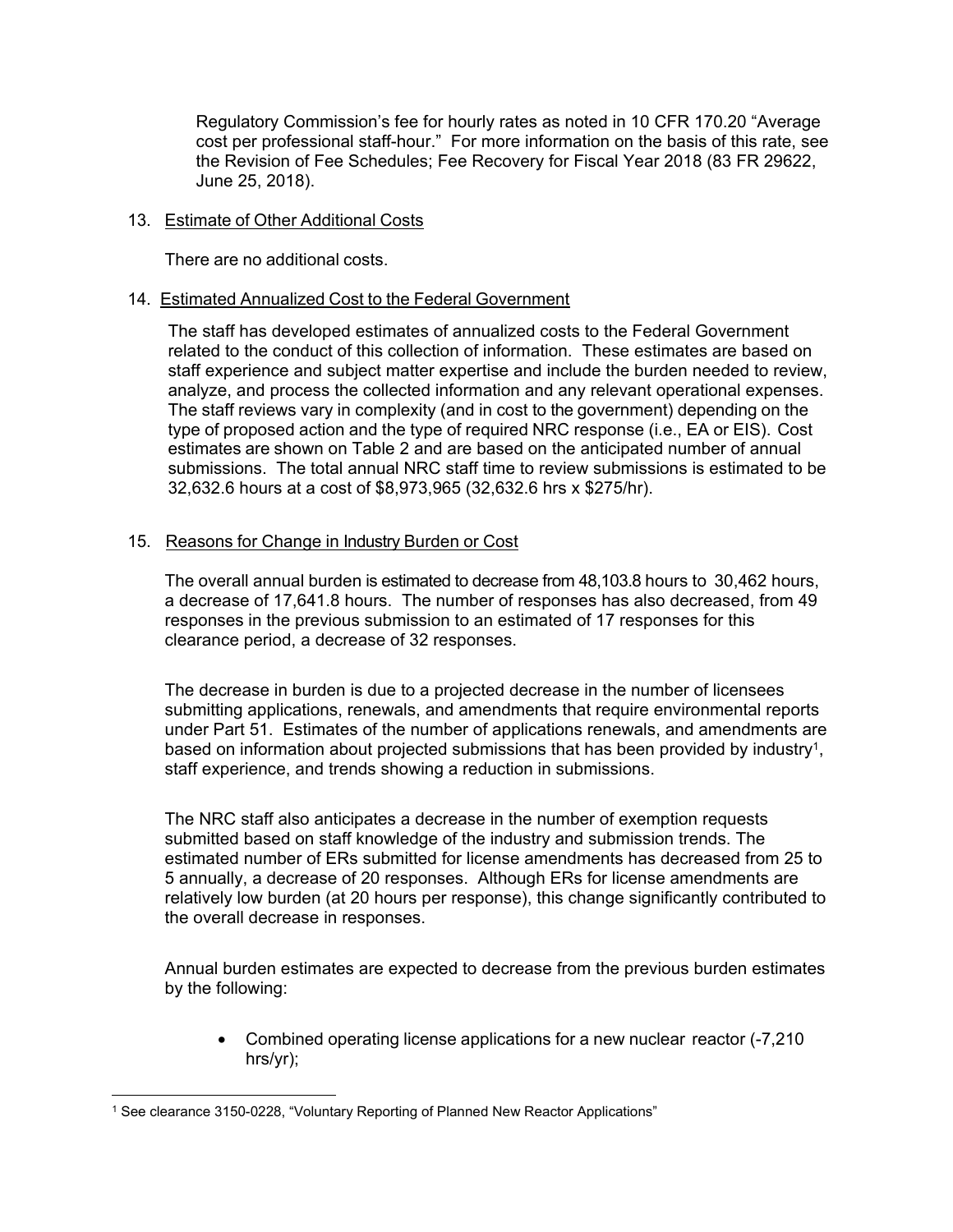Regulatory Commission's fee for hourly rates as noted in 10 CFR 170.20 "Average cost per professional staff-hour." For more information on the basis of this rate, see the Revision of Fee Schedules; Fee Recovery for Fiscal Year 2018 (83 FR 29622, June 25, 2018).

13. Estimate of Other Additional Costs

There are no additional costs.

14. Estimated Annualized Cost to the Federal Government

The staff has developed estimates of annualized costs to the Federal Government related to the conduct of this collection of information. These estimates are based on staff experience and subject matter expertise and include the burden needed to review, analyze, and process the collected information and any relevant operational expenses. The staff reviews vary in complexity (and in cost to the government) depending on the type of proposed action and the type of required NRC response (i.e., EA or EIS). Cost estimates are shown on Table 2 and are based on the anticipated number of annual submissions. The total annual NRC staff time to review submissions is estimated to be 32,632.6 hours at a cost of $8,973,965 (32,632.6 hrs x $275/hr).

15. Reasons for Change in Industry Burden or Cost

The overall annual burden is estimated to decrease from 48,103.8 hours to 30,462 hours, a decrease of 17,641.8 hours. The number of responses has also decreased, from 49 responses in the previous submission to an estimated of 17 responses for this clearance period, a decrease of 32 responses.

The decrease in burden is due to a projected decrease in the number of licensees submitting applications, renewals, and amendments that require environmental reports under Part 51. Estimates of the number of applications renewals, and amendments are based on information about projected submissions that has been provided by industry[1], staff experience, and trends showing a reduction in submissions.

The NRC staff also anticipates a decrease in the number of exemption requests submitted based on staff knowledge of the industry and submission trends. The estimated number of ERs submitted for license amendments has decreased from 25 to 5 annually, a decrease of 20 responses. Although ERs for license amendments are relatively low burden (at 20 hours per response), this change significantly contributed to the overall decrease in responses.

Annual burden estimates are expected to decrease from the previous burden estimates by the following:

- Combined operating license applications for a new nuclear reactor (-7,210 hrs/yr);

[1] See clearance 3150-0228, "Voluntary Reporting of Planned New Reactor Applications"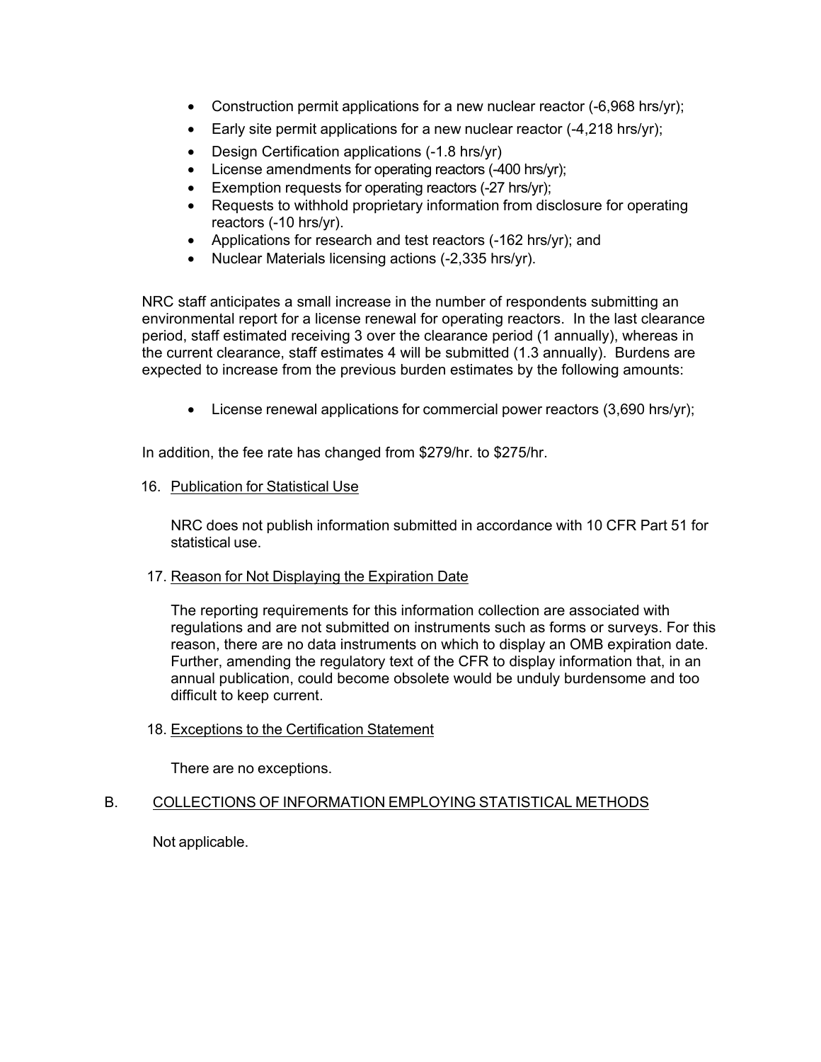- Construction permit applications for a new nuclear reactor (-6,968 hrs/yr);
- Early site permit applications for a new nuclear reactor (-4,218 hrs/yr);
- Design Certification applications (-1.8 hrs/yr)
- License amendments for operating reactors (-400 hrs/yr);
- Exemption requests for operating reactors (-27 hrs/yr);
- Requests to withhold proprietary information from disclosure for operating reactors (-10 hrs/yr).
- Applications for research and test reactors (-162 hrs/yr); and
- Nuclear Materials licensing actions (-2,335 hrs/yr).

NRC staff anticipates a small increase in the number of respondents submitting an environmental report for a license renewal for operating reactors. In the last clearance period, staff estimated receiving 3 over the clearance period (1 annually), whereas in the current clearance, staff estimates 4 will be submitted (1.3 annually). Burdens are expected to increase from the previous burden estimates by the following amounts:

- License renewal applications for commercial power reactors (3,690 hrs/yr);

In addition, the fee rate has changed from $279/hr. to $275/hr.

16. Publication for Statistical Use

    NRC does not publish information submitted in accordance with 10 CFR Part 51 for statistical use.

17. Reason for Not Displaying the Expiration Date

    The reporting requirements for this information collection are associated with regulations and are not submitted on instruments such as forms or surveys. For this reason, there are no data instruments on which to display an OMB expiration date. Further, amending the regulatory text of the CFR to display information that, in an annual publication, could become obsolete would be unduly burdensome and too difficult to keep current.

18. Exceptions to the Certification Statement

    There are no exceptions.

## B. COLLECTIONS OF INFORMATION EMPLOYING STATISTICAL METHODS

Not applicable.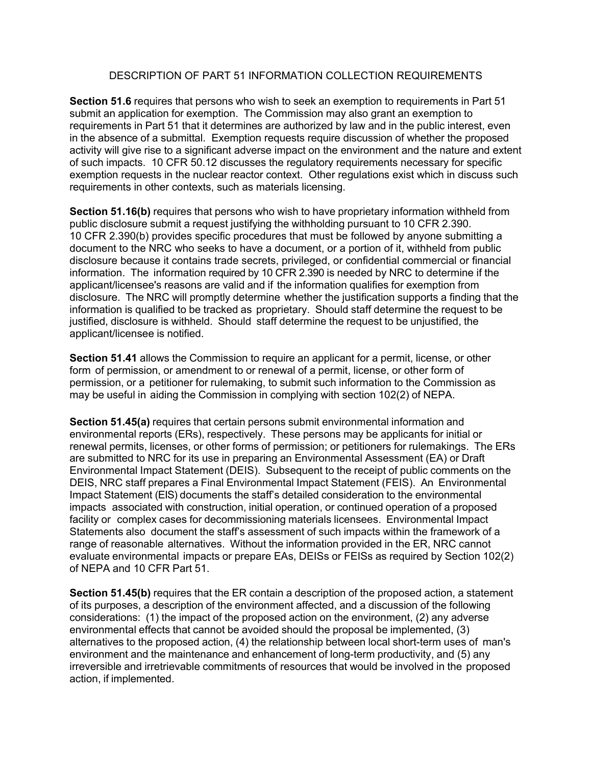## DESCRIPTION OF PART 51 INFORMATION COLLECTION REQUIREMENTS

**Section 51.6** requires that persons who wish to seek an exemption to requirements in Part 51 submit an application for exemption. The Commission may also grant an exemption to requirements in Part 51 that it determines are authorized by law and in the public interest, even in the absence of a submittal. Exemption requests require discussion of whether the proposed activity will give rise to a significant adverse impact on the environment and the nature and extent of such impacts. 10 CFR 50.12 discusses the regulatory requirements necessary for specific exemption requests in the nuclear reactor context. Other regulations exist which in discuss such requirements in other contexts, such as materials licensing.

**Section 51.16(b)** requires that persons who wish to have proprietary information withheld from public disclosure submit a request justifying the withholding pursuant to 10 CFR 2.390. 10 CFR 2.390(b) provides specific procedures that must be followed by anyone submitting a document to the NRC who seeks to have a document, or a portion of it, withheld from public disclosure because it contains trade secrets, privileged, or confidential commercial or financial information. The information required by 10 CFR 2.390 is needed by NRC to determine if the applicant/licensee's reasons are valid and if the information qualifies for exemption from disclosure. The NRC will promptly determine whether the justification supports a finding that the information is qualified to be tracked as proprietary. Should staff determine the request to be justified, disclosure is withheld. Should staff determine the request to be unjustified, the applicant/licensee is notified.

**Section 51.41** allows the Commission to require an applicant for a permit, license, or other form of permission, or amendment to or renewal of a permit, license, or other form of permission, or a petitioner for rulemaking, to submit such information to the Commission as may be useful in aiding the Commission in complying with section 102(2) of NEPA.

**Section 51.45(a)** requires that certain persons submit environmental information and environmental reports (ERs), respectively. These persons may be applicants for initial or renewal permits, licenses, or other forms of permission; or petitioners for rulemakings. The ERs are submitted to NRC for its use in preparing an Environmental Assessment (EA) or Draft Environmental Impact Statement (DEIS). Subsequent to the receipt of public comments on the DEIS, NRC staff prepares a Final Environmental Impact Statement (FEIS). An Environmental Impact Statement (EIS) documents the staff's detailed consideration to the environmental impacts associated with construction, initial operation, or continued operation of a proposed facility or complex cases for decommissioning materials licensees. Environmental Impact Statements also document the staff's assessment of such impacts within the framework of a range of reasonable alternatives. Without the information provided in the ER, NRC cannot evaluate environmental impacts or prepare EAs, DEISs or FEISs as required by Section 102(2) of NEPA and 10 CFR Part 51.

**Section 51.45(b)** requires that the ER contain a description of the proposed action, a statement of its purposes, a description of the environment affected, and a discussion of the following considerations: (1) the impact of the proposed action on the environment, (2) any adverse environmental effects that cannot be avoided should the proposal be implemented, (3) alternatives to the proposed action, (4) the relationship between local short-term uses of man's environment and the maintenance and enhancement of long-term productivity, and (5) any irreversible and irretrievable commitments of resources that would be involved in the proposed action, if implemented.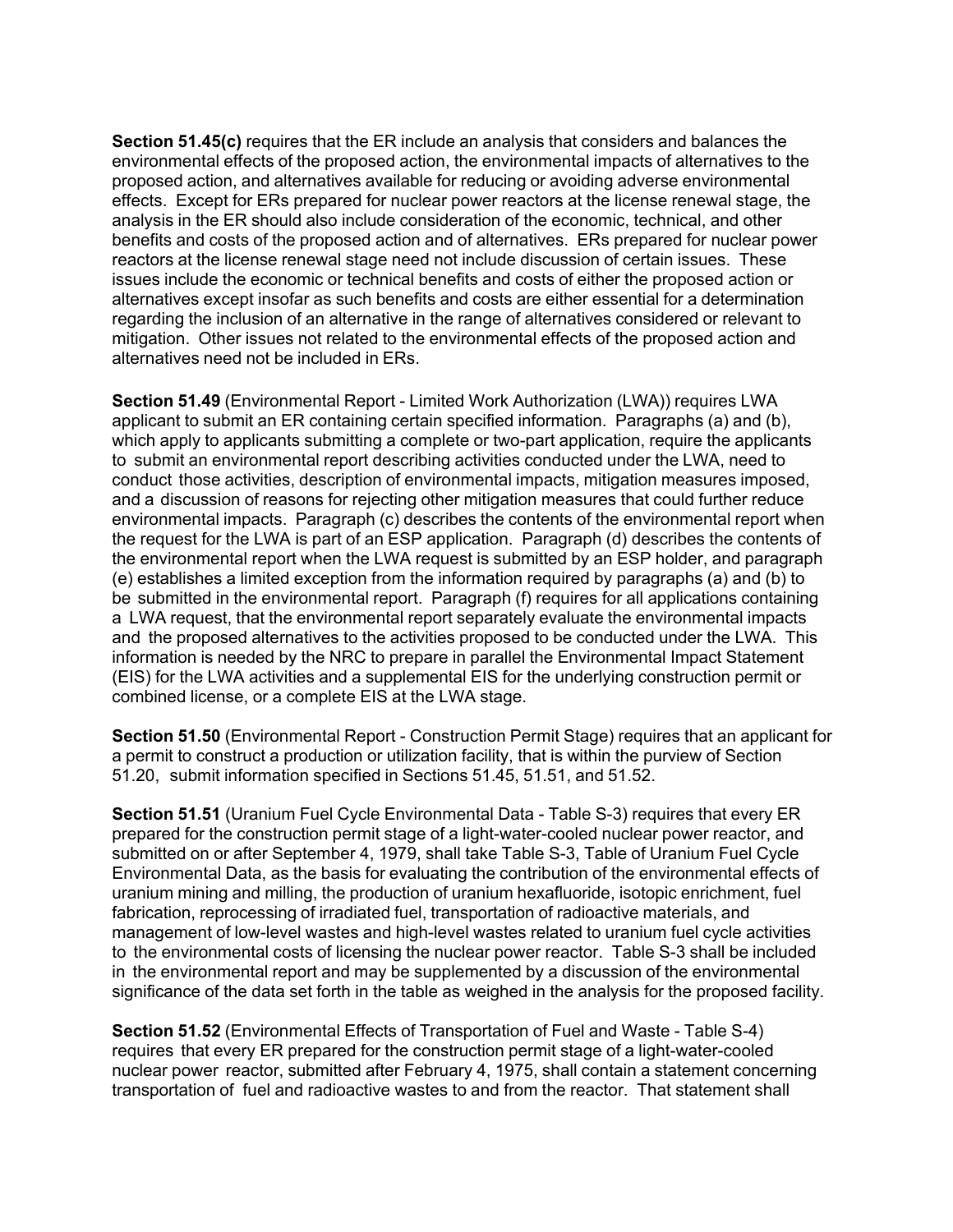**Section 51.45(c)** requires that the ER include an analysis that considers and balances the environmental effects of the proposed action, the environmental impacts of alternatives to the proposed action, and alternatives available for reducing or avoiding adverse environmental effects. Except for ERs prepared for nuclear power reactors at the license renewal stage, the analysis in the ER should also include consideration of the economic, technical, and other benefits and costs of the proposed action and of alternatives. ERs prepared for nuclear power reactors at the license renewal stage need not include discussion of certain issues. These issues include the economic or technical benefits and costs of either the proposed action or alternatives except insofar as such benefits and costs are either essential for a determination regarding the inclusion of an alternative in the range of alternatives considered or relevant to mitigation. Other issues not related to the environmental effects of the proposed action and alternatives need not be included in ERs.

**Section 51.49** (Environmental Report - Limited Work Authorization (LWA)) requires LWA applicant to submit an ER containing certain specified information. Paragraphs (a) and (b), which apply to applicants submitting a complete or two-part application, require the applicants to submit an environmental report describing activities conducted under the LWA, need to conduct those activities, description of environmental impacts, mitigation measures imposed, and a discussion of reasons for rejecting other mitigation measures that could further reduce environmental impacts. Paragraph (c) describes the contents of the environmental report when the request for the LWA is part of an ESP application. Paragraph (d) describes the contents of the environmental report when the LWA request is submitted by an ESP holder, and paragraph (e) establishes a limited exception from the information required by paragraphs (a) and (b) to be submitted in the environmental report. Paragraph (f) requires for all applications containing a LWA request, that the environmental report separately evaluate the environmental impacts and the proposed alternatives to the activities proposed to be conducted under the LWA. This information is needed by the NRC to prepare in parallel the Environmental Impact Statement (EIS) for the LWA activities and a supplemental EIS for the underlying construction permit or combined license, or a complete EIS at the LWA stage.

**Section 51.50** (Environmental Report - Construction Permit Stage) requires that an applicant for a permit to construct a production or utilization facility, that is within the purview of Section 51.20, submit information specified in Sections 51.45, 51.51, and 51.52.

**Section 51.51** (Uranium Fuel Cycle Environmental Data - Table S-3) requires that every ER prepared for the construction permit stage of a light-water-cooled nuclear power reactor, and submitted on or after September 4, 1979, shall take Table S-3, Table of Uranium Fuel Cycle Environmental Data, as the basis for evaluating the contribution of the environmental effects of uranium mining and milling, the production of uranium hexafluoride, isotopic enrichment, fuel fabrication, reprocessing of irradiated fuel, transportation of radioactive materials, and management of low-level wastes and high-level wastes related to uranium fuel cycle activities to the environmental costs of licensing the nuclear power reactor. Table S-3 shall be included in the environmental report and may be supplemented by a discussion of the environmental significance of the data set forth in the table as weighed in the analysis for the proposed facility.

**Section 51.52** (Environmental Effects of Transportation of Fuel and Waste - Table S-4) requires that every ER prepared for the construction permit stage of a light-water-cooled nuclear power reactor, submitted after February 4, 1975, shall contain a statement concerning transportation of fuel and radioactive wastes to and from the reactor. That statement shall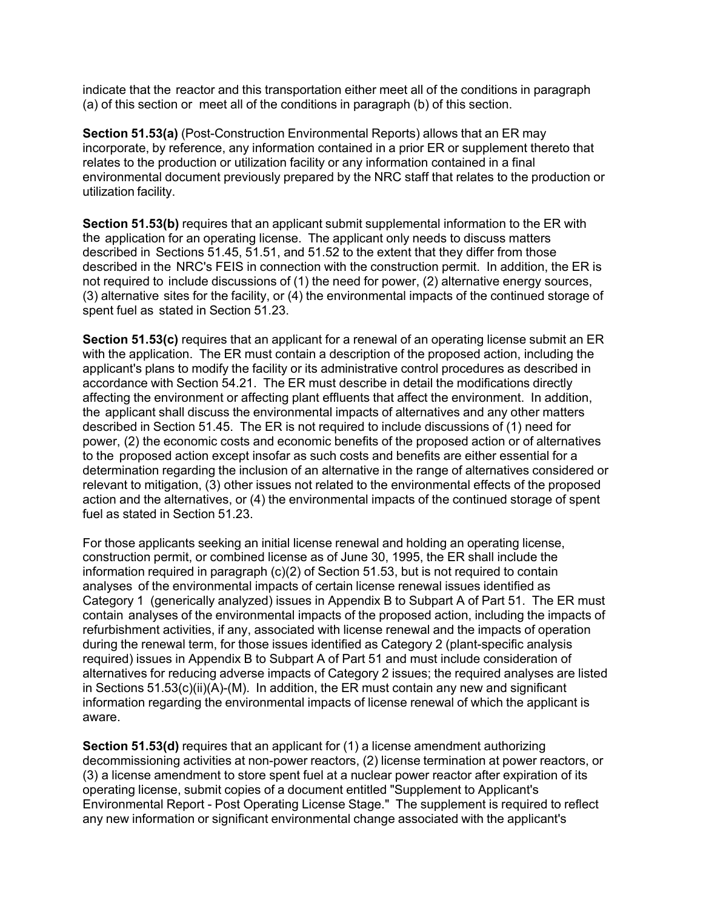indicate that the reactor and this transportation either meet all of the conditions in paragraph (a) of this section or meet all of the conditions in paragraph (b) of this section.

**Section 51.53(a)** (Post-Construction Environmental Reports) allows that an ER may incorporate, by reference, any information contained in a prior ER or supplement thereto that relates to the production or utilization facility or any information contained in a final environmental document previously prepared by the NRC staff that relates to the production or utilization facility.

**Section 51.53(b)** requires that an applicant submit supplemental information to the ER with the application for an operating license. The applicant only needs to discuss matters described in Sections 51.45, 51.51, and 51.52 to the extent that they differ from those described in the NRC's FEIS in connection with the construction permit. In addition, the ER is not required to include discussions of (1) the need for power, (2) alternative energy sources, (3) alternative sites for the facility, or (4) the environmental impacts of the continued storage of spent fuel as stated in Section 51.23.

**Section 51.53(c)** requires that an applicant for a renewal of an operating license submit an ER with the application. The ER must contain a description of the proposed action, including the applicant's plans to modify the facility or its administrative control procedures as described in accordance with Section 54.21. The ER must describe in detail the modifications directly affecting the environment or affecting plant effluents that affect the environment. In addition, the applicant shall discuss the environmental impacts of alternatives and any other matters described in Section 51.45. The ER is not required to include discussions of (1) need for power, (2) the economic costs and economic benefits of the proposed action or of alternatives to the proposed action except insofar as such costs and benefits are either essential for a determination regarding the inclusion of an alternative in the range of alternatives considered or relevant to mitigation, (3) other issues not related to the environmental effects of the proposed action and the alternatives, or (4) the environmental impacts of the continued storage of spent fuel as stated in Section 51.23.

For those applicants seeking an initial license renewal and holding an operating license, construction permit, or combined license as of June 30, 1995, the ER shall include the information required in paragraph (c)(2) of Section 51.53, but is not required to contain analyses of the environmental impacts of certain license renewal issues identified as Category 1 (generically analyzed) issues in Appendix B to Subpart A of Part 51. The ER must contain analyses of the environmental impacts of the proposed action, including the impacts of refurbishment activities, if any, associated with license renewal and the impacts of operation during the renewal term, for those issues identified as Category 2 (plant-specific analysis required) issues in Appendix B to Subpart A of Part 51 and must include consideration of alternatives for reducing adverse impacts of Category 2 issues; the required analyses are listed in Sections 51.53(c)(ii)(A)-(M). In addition, the ER must contain any new and significant information regarding the environmental impacts of license renewal of which the applicant is aware.

**Section 51.53(d)** requires that an applicant for (1) a license amendment authorizing decommissioning activities at non-power reactors, (2) license termination at power reactors, or (3) a license amendment to store spent fuel at a nuclear power reactor after expiration of its operating license, submit copies of a document entitled "Supplement to Applicant's Environmental Report - Post Operating License Stage." The supplement is required to reflect any new information or significant environmental change associated with the applicant's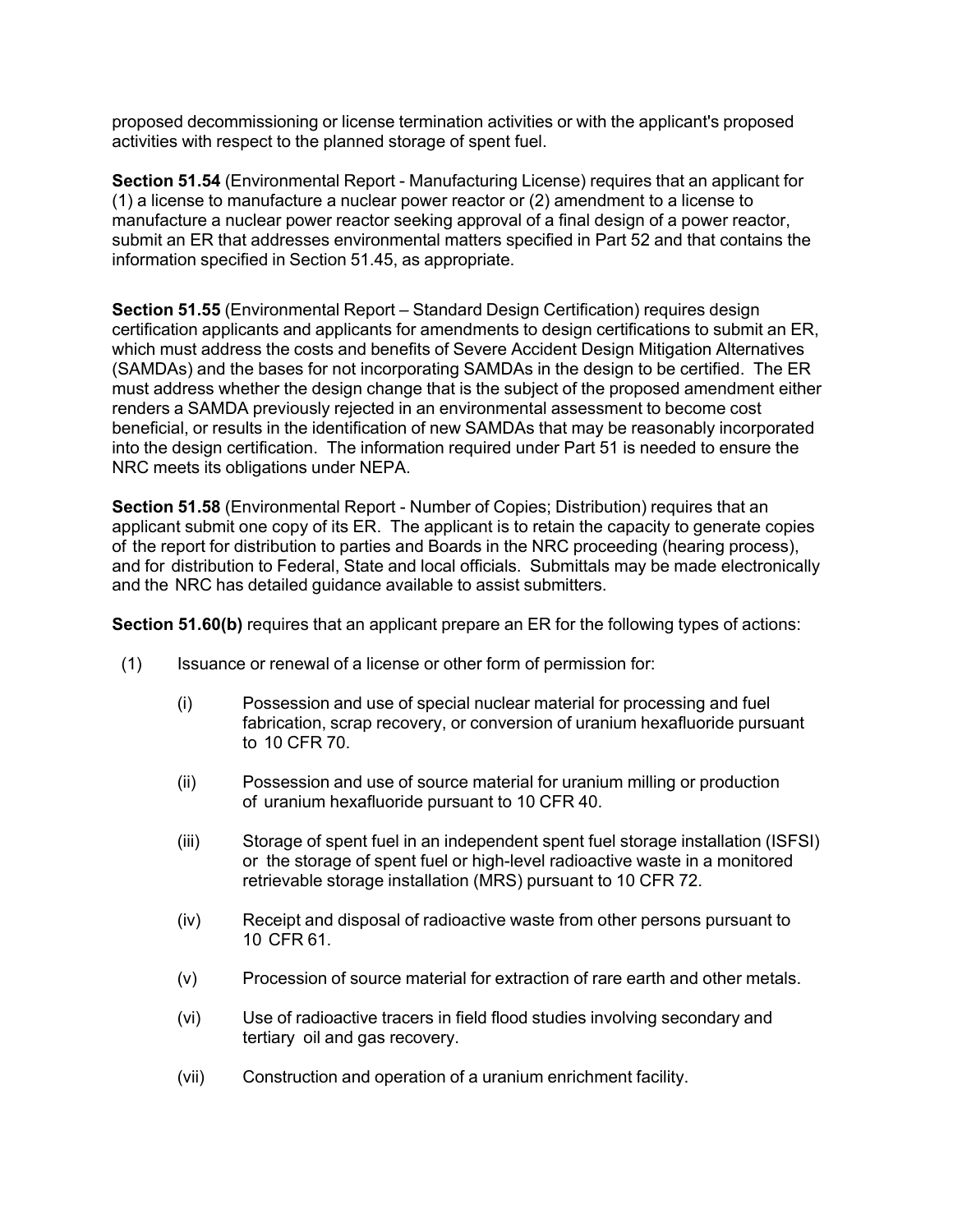proposed decommissioning or license termination activities or with the applicant's proposed activities with respect to the planned storage of spent fuel.

**Section 51.54** (Environmental Report - Manufacturing License) requires that an applicant for (1) a license to manufacture a nuclear power reactor or (2) amendment to a license to manufacture a nuclear power reactor seeking approval of a final design of a power reactor, submit an ER that addresses environmental matters specified in Part 52 and that contains the information specified in Section 51.45, as appropriate.

**Section 51.55** (Environmental Report – Standard Design Certification) requires design certification applicants and applicants for amendments to design certifications to submit an ER, which must address the costs and benefits of Severe Accident Design Mitigation Alternatives (SAMDAs) and the bases for not incorporating SAMDAs in the design to be certified. The ER must address whether the design change that is the subject of the proposed amendment either renders a SAMDA previously rejected in an environmental assessment to become cost beneficial, or results in the identification of new SAMDAs that may be reasonably incorporated into the design certification. The information required under Part 51 is needed to ensure the NRC meets its obligations under NEPA.

**Section 51.58** (Environmental Report - Number of Copies; Distribution) requires that an applicant submit one copy of its ER. The applicant is to retain the capacity to generate copies of the report for distribution to parties and Boards in the NRC proceeding (hearing process), and for distribution to Federal, State and local officials. Submittals may be made electronically and the NRC has detailed guidance available to assist submitters.

**Section 51.60(b)** requires that an applicant prepare an ER for the following types of actions:

(1) Issuance or renewal of a license or other form of permission for:

- (i) Possession and use of special nuclear material for processing and fuel fabrication, scrap recovery, or conversion of uranium hexafluoride pursuant to 10 CFR 70.
- (ii) Possession and use of source material for uranium milling or production of uranium hexafluoride pursuant to 10 CFR 40.
- (iii) Storage of spent fuel in an independent spent fuel storage installation (ISFSI) or the storage of spent fuel or high-level radioactive waste in a monitored retrievable storage installation (MRS) pursuant to 10 CFR 72.
- (iv) Receipt and disposal of radioactive waste from other persons pursuant to 10 CFR 61.
- (v) Procession of source material for extraction of rare earth and other metals.
- (vi) Use of radioactive tracers in field flood studies involving secondary and tertiary oil and gas recovery.
- (vii) Construction and operation of a uranium enrichment facility.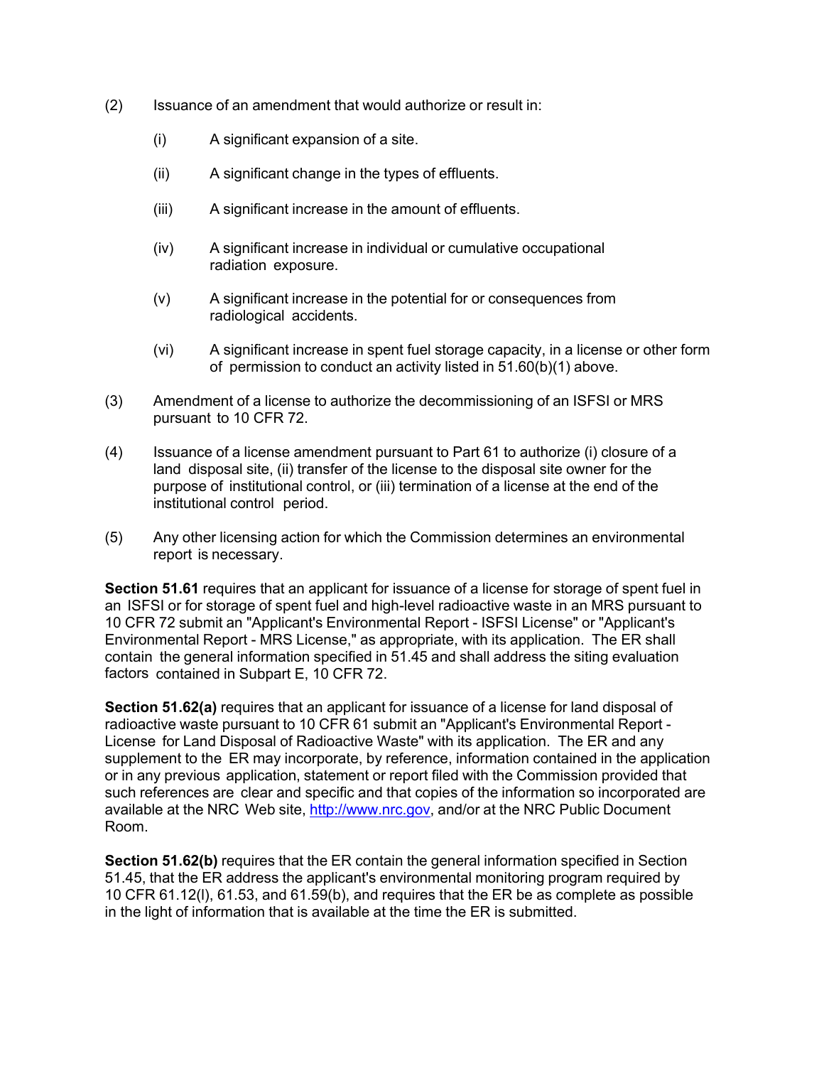(2) Issuance of an amendment that would authorize or result in:

   (i) A significant expansion of a site.

   (ii) A significant change in the types of effluents.

   (iii) A significant increase in the amount of effluents.

   (iv) A significant increase in individual or cumulative occupational radiation exposure.

   (v) A significant increase in the potential for or consequences from radiological accidents.

   (vi) A significant increase in spent fuel storage capacity, in a license or other form of permission to conduct an activity listed in 51.60(b)(1) above.

(3) Amendment of a license to authorize the decommissioning of an ISFSI or MRS pursuant to 10 CFR 72.

(4) Issuance of a license amendment pursuant to Part 61 to authorize (i) closure of a land disposal site, (ii) transfer of the license to the disposal site owner for the purpose of institutional control, or (iii) termination of a license at the end of the institutional control period.

(5) Any other licensing action for which the Commission determines an environmental report is necessary.

**Section 51.61** requires that an applicant for issuance of a license for storage of spent fuel in an ISFSI or for storage of spent fuel and high-level radioactive waste in an MRS pursuant to 10 CFR 72 submit an "Applicant's Environmental Report - ISFSI License" or "Applicant's Environmental Report - MRS License," as appropriate, with its application. The ER shall contain the general information specified in 51.45 and shall address the siting evaluation factors contained in Subpart E, 10 CFR 72.

**Section 51.62(a)** requires that an applicant for issuance of a license for land disposal of radioactive waste pursuant to 10 CFR 61 submit an "Applicant's Environmental Report - License for Land Disposal of Radioactive Waste" with its application. The ER and any supplement to the ER may incorporate, by reference, information contained in the application or in any previous application, statement or report filed with the Commission provided that such references are clear and specific and that copies of the information so incorporated are available at the NRC Web site, http://www.nrc.gov, and/or at the NRC Public Document Room.

**Section 51.62(b)** requires that the ER contain the general information specified in Section 51.45, that the ER address the applicant's environmental monitoring program required by 10 CFR 61.12(l), 61.53, and 61.59(b), and requires that the ER be as complete as possible in the light of information that is available at the time the ER is submitted.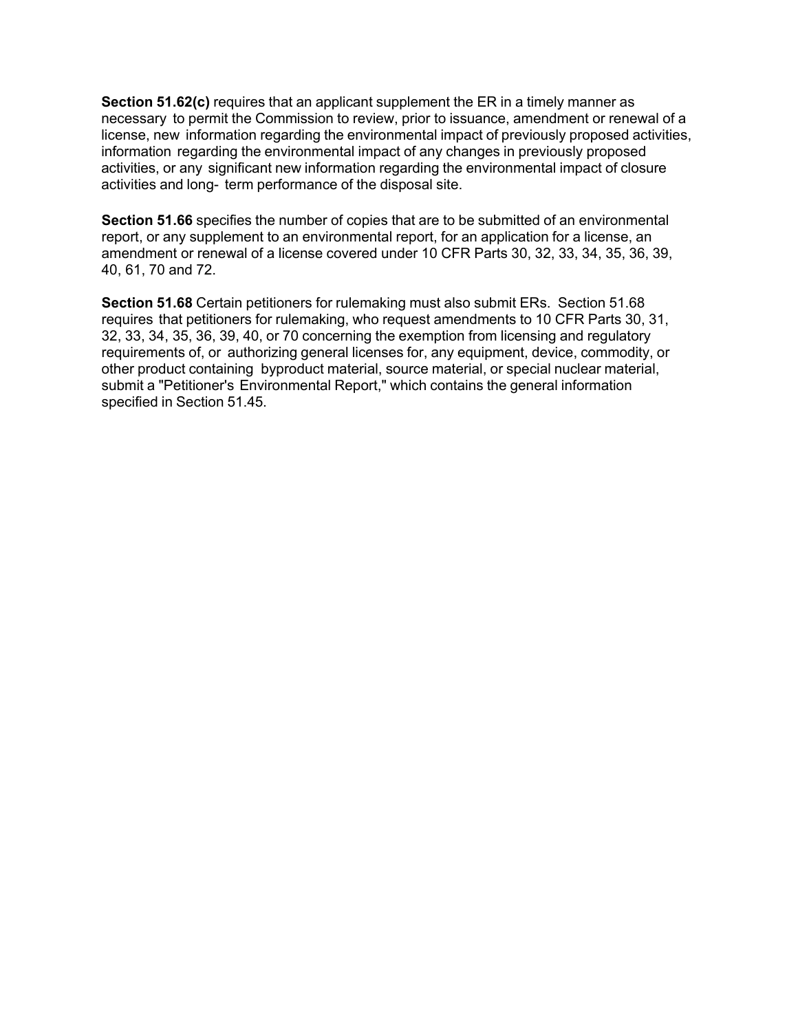**Section 51.62(c)** requires that an applicant supplement the ER in a timely manner as necessary to permit the Commission to review, prior to issuance, amendment or renewal of a license, new information regarding the environmental impact of previously proposed activities, information regarding the environmental impact of any changes in previously proposed activities, or any significant new information regarding the environmental impact of closure activities and long- term performance of the disposal site.

**Section 51.66** specifies the number of copies that are to be submitted of an environmental report, or any supplement to an environmental report, for an application for a license, an amendment or renewal of a license covered under 10 CFR Parts 30, 32, 33, 34, 35, 36, 39, 40, 61, 70 and 72.

**Section 51.68** Certain petitioners for rulemaking must also submit ERs. Section 51.68 requires that petitioners for rulemaking, who request amendments to 10 CFR Parts 30, 31, 32, 33, 34, 35, 36, 39, 40, or 70 concerning the exemption from licensing and regulatory requirements of, or authorizing general licenses for, any equipment, device, commodity, or other product containing byproduct material, source material, or special nuclear material, submit a "Petitioner's Environmental Report," which contains the general information specified in Section 51.45.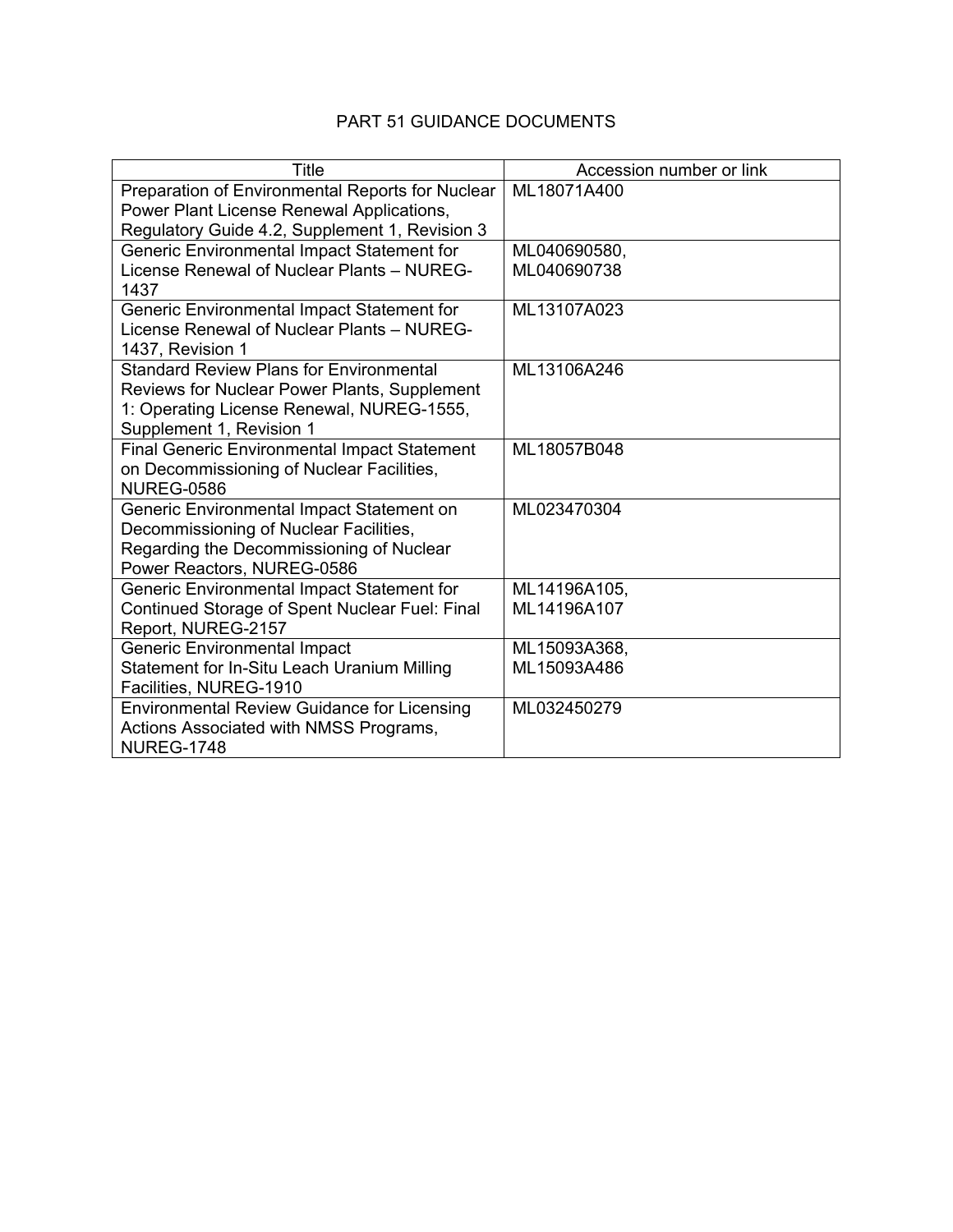# PART 51 GUIDANCE DOCUMENTS

| Title | Accession number or link |
|---|---|
| Preparation of Environmental Reports for Nuclear Power Plant License Renewal Applications, Regulatory Guide 4.2, Supplement 1, Revision 3 | ML18071A400 |
| Generic Environmental Impact Statement for License Renewal of Nuclear Plants – NUREG-1437 | ML040690580, ML040690738 |
| Generic Environmental Impact Statement for License Renewal of Nuclear Plants – NUREG-1437, Revision 1 | ML13107A023 |
| Standard Review Plans for Environmental Reviews for Nuclear Power Plants, Supplement 1: Operating License Renewal, NUREG-1555, Supplement 1, Revision 1 | ML13106A246 |
| Final Generic Environmental Impact Statement on Decommissioning of Nuclear Facilities, NUREG-0586 | ML18057B048 |
| Generic Environmental Impact Statement on Decommissioning of Nuclear Facilities, Regarding the Decommissioning of Nuclear Power Reactors, NUREG-0586 | ML023470304 |
| Generic Environmental Impact Statement for Continued Storage of Spent Nuclear Fuel: Final Report, NUREG-2157 | ML14196A105, ML14196A107 |
| Generic Environmental Impact Statement for In-Situ Leach Uranium Milling Facilities, NUREG-1910 | ML15093A368, ML15093A486 |
| Environmental Review Guidance for Licensing Actions Associated with NMSS Programs, NUREG-1748 | ML032450279 |